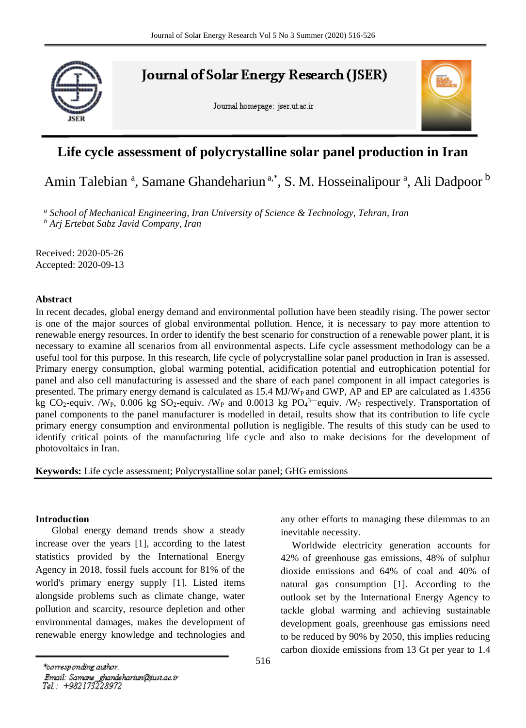# Life cycle assessment of polycrystalline solar panel production in Iran

Amin Talebian [a], Samane Ghandehariun [a,*], S. M. Hosseinalipour [a], Ali Dadpoor [b]

[a] *School of Mechanical Engineering, Iran University of Science & Technology, Tehran, Iran*
[b] *Arj Ertebat Sabz Javid Company, Iran*

Received: 2020-05-26
Accepted: 2020-09-13

## Abstract

In recent decades, global energy demand and environmental pollution have been steadily rising. The power sector is one of the major sources of global environmental pollution. Hence, it is necessary to pay more attention to renewable energy resources. In order to identify the best scenario for construction of a renewable power plant, it is necessary to examine all scenarios from all environmental aspects. Life cycle assessment methodology can be a useful tool for this purpose. In this research, life cycle of polycrystalline solar panel production in Iran is assessed. Primary energy consumption, global warming potential, acidification potential and eutrophication potential for panel and also cell manufacturing is assessed and the share of each panel component in all impact categories is presented. The primary energy demand is calculated as 15.4 MJ/$W_P$ and GWP, AP and EP are calculated as 1.4356 kg $CO_2$-equiv. /$W_P$, 0.006 kg $SO_2$-equiv. /$W_P$ and 0.0013 kg $PO_4^{3-}$equiv. /$W_P$ respectively. Transportation of panel components to the panel manufacturer is modelled in detail, results show that its contribution to life cycle primary energy consumption and environmental pollution is negligible. The results of this study can be used to identify critical points of the manufacturing life cycle and also to make decisions for the development of photovoltaics in Iran.

**Keywords:** Life cycle assessment; Polycrystalline solar panel; GHG emissions

## Introduction

Global energy demand trends show a steady increase over the years [1], according to the latest statistics provided by the International Energy Agency in 2018, fossil fuels account for 81% of the world's primary energy supply [1]. Listed items alongside problems such as climate change, water pollution and scarcity, resource depletion and other environmental damages, makes the development of renewable energy knowledge and technologies and any other efforts to managing these dilemmas to an inevitable necessity.

Worldwide electricity generation accounts for 42% of greenhouse gas emissions, 48% of sulphur dioxide emissions and 64% of coal and 40% of natural gas consumption [1]. According to the outlook set by the International Energy Agency to tackle global warming and achieving sustainable development goals, greenhouse gas emissions need to be reduced by 90% by 2050, this implies reducing carbon dioxide emissions from 13 Gt per year to 1.4

*corresponding author.
Email: Samane_ghandehariun@iust.ac.ir
Tel.: +982173228972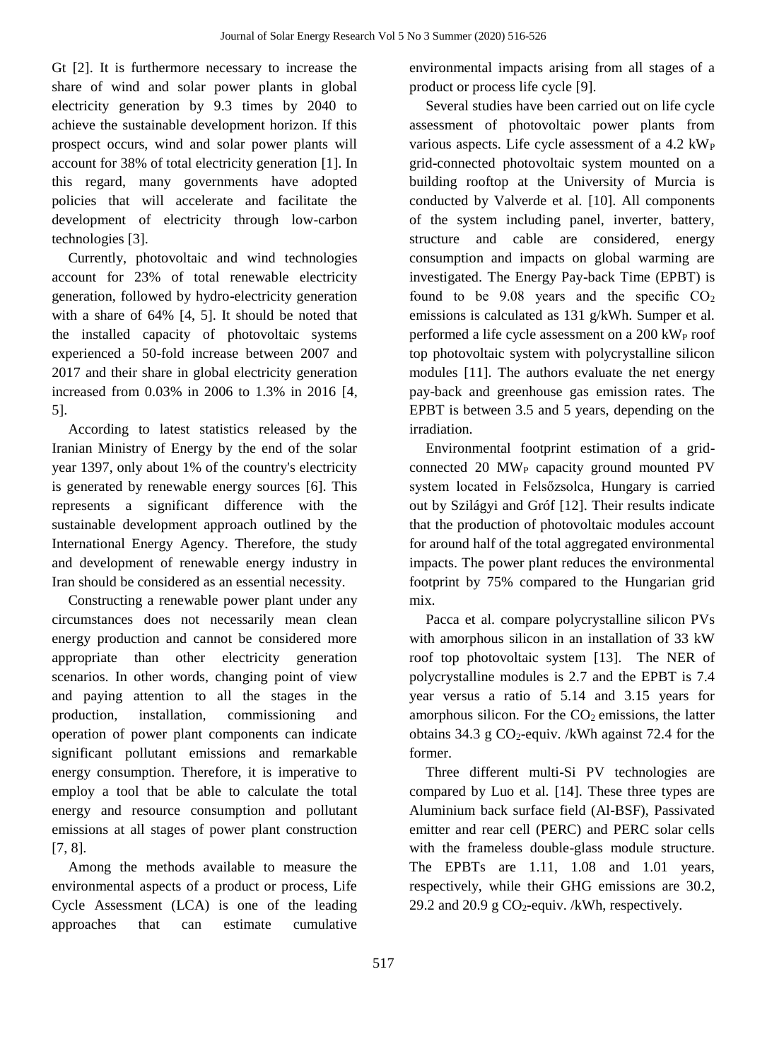Gt [2]. It is furthermore necessary to increase the share of wind and solar power plants in global electricity generation by 9.3 times by 2040 to achieve the sustainable development horizon. If this prospect occurs, wind and solar power plants will account for 38% of total electricity generation [1]. In this regard, many governments have adopted policies that will accelerate and facilitate the development of electricity through low-carbon technologies [3].

Currently, photovoltaic and wind technologies account for 23% of total renewable electricity generation, followed by hydro-electricity generation with a share of 64% [4, 5]. It should be noted that the installed capacity of photovoltaic systems experienced a 50-fold increase between 2007 and 2017 and their share in global electricity generation increased from 0.03% in 2006 to 1.3% in 2016 [4, 5].

According to latest statistics released by the Iranian Ministry of Energy by the end of the solar year 1397, only about 1% of the country's electricity is generated by renewable energy sources [6]. This represents a significant difference with the sustainable development approach outlined by the International Energy Agency. Therefore, the study and development of renewable energy industry in Iran should be considered as an essential necessity.

Constructing a renewable power plant under any circumstances does not necessarily mean clean energy production and cannot be considered more appropriate than other electricity generation scenarios. In other words, changing point of view and paying attention to all the stages in the production, installation, commissioning and operation of power plant components can indicate significant pollutant emissions and remarkable energy consumption. Therefore, it is imperative to employ a tool that be able to calculate the total energy and resource consumption and pollutant emissions at all stages of power plant construction [7, 8].

Among the methods available to measure the environmental aspects of a product or process, Life Cycle Assessment (LCA) is one of the leading approaches that can estimate cumulative environmental impacts arising from all stages of a product or process life cycle [9].

Several studies have been carried out on life cycle assessment of photovoltaic power plants from various aspects. Life cycle assessment of a 4.2 $kW_P$ grid-connected photovoltaic system mounted on a building rooftop at the University of Murcia is conducted by Valverde et al. [10]. All components of the system including panel, inverter, battery, structure and cable are considered, energy consumption and impacts on global warming are investigated. The Energy Pay-back Time (EPBT) is found to be 9.08 years and the specific $CO_2$ emissions is calculated as 131 g/kWh. Sumper et al. performed a life cycle assessment on a 200 $kW_P$ roof top photovoltaic system with polycrystalline silicon modules [11]. The authors evaluate the net energy pay-back and greenhouse gas emission rates. The EPBT is between 3.5 and 5 years, depending on the irradiation.

Environmental footprint estimation of a grid-connected 20 $MW_P$ capacity ground mounted PV system located in Felsőzsolca, Hungary is carried out by Szilágyi and Gróf [12]. Their results indicate that the production of photovoltaic modules account for around half of the total aggregated environmental impacts. The power plant reduces the environmental footprint by 75% compared to the Hungarian grid mix.

Pacca et al. compare polycrystalline silicon PVs with amorphous silicon in an installation of 33 kW roof top photovoltaic system [13]. The NER of polycrystalline modules is 2.7 and the EPBT is 7.4 year versus a ratio of 5.14 and 3.15 years for amorphous silicon. For the $CO_2$ emissions, the latter obtains 34.3 g $CO_2$-equiv. /kWh against 72.4 for the former.

Three different multi-Si PV technologies are compared by Luo et al. [14]. These three types are Aluminium back surface field (Al-BSF), Passivated emitter and rear cell (PERC) and PERC solar cells with the frameless double-glass module structure. The EPBTs are 1.11, 1.08 and 1.01 years, respectively, while their GHG emissions are 30.2, 29.2 and 20.9 g $CO_2$-equiv. /kWh, respectively.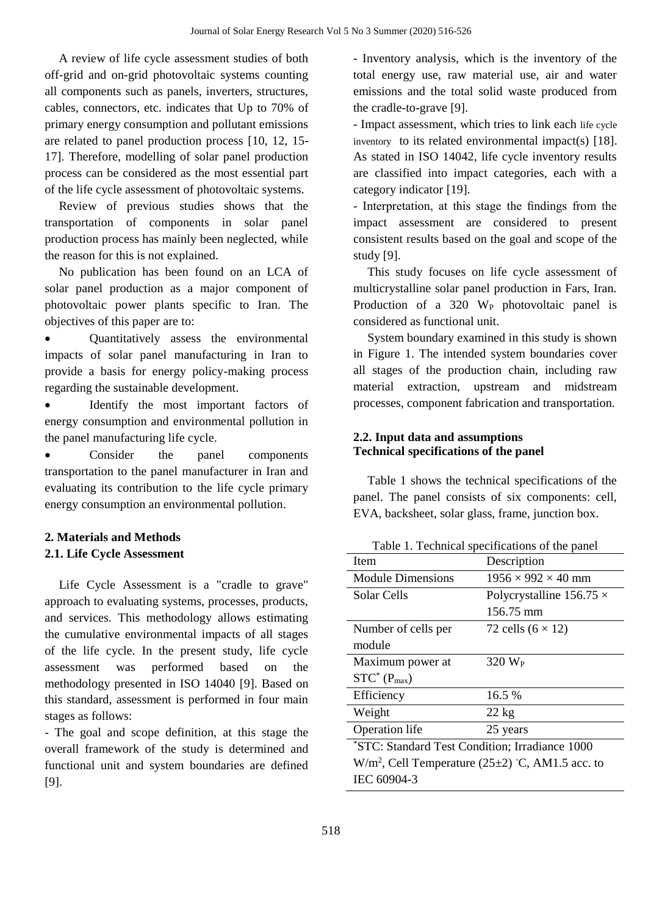A review of life cycle assessment studies of both off-grid and on-grid photovoltaic systems counting all components such as panels, inverters, structures, cables, connectors, etc. indicates that Up to 70% of primary energy consumption and pollutant emissions are related to panel production process [10, 12, 15-17]. Therefore, modelling of solar panel production process can be considered as the most essential part of the life cycle assessment of photovoltaic systems.

Review of previous studies shows that the transportation of components in solar panel production process has mainly been neglected, while the reason for this is not explained.

No publication has been found on an LCA of solar panel production as a major component of photovoltaic power plants specific to Iran. The objectives of this paper are to:

- Quantitatively assess the environmental impacts of solar panel manufacturing in Iran to provide a basis for energy policy-making process regarding the sustainable development.
- Identify the most important factors of energy consumption and environmental pollution in the panel manufacturing life cycle.
- Consider the panel components transportation to the panel manufacturer in Iran and evaluating its contribution to the life cycle primary energy consumption an environmental pollution.

## 2. Materials and Methods

### 2.1. Life Cycle Assessment

Life Cycle Assessment is a "cradle to grave" approach to evaluating systems, processes, products, and services. This methodology allows estimating the cumulative environmental impacts of all stages of the life cycle. In the present study, life cycle assessment was performed based on the methodology presented in ISO 14040 [9]. Based on this standard, assessment is performed in four main stages as follows:

- The goal and scope definition, at this stage the overall framework of the study is determined and functional unit and system boundaries are defined [9].
- Inventory analysis, which is the inventory of the total energy use, raw material use, air and water emissions and the total solid waste produced from the cradle-to-grave [9].
- Impact assessment, which tries to link each life cycle inventory to its related environmental impact(s) [18]. As stated in ISO 14042, life cycle inventory results are classified into impact categories, each with a category indicator [19].
- Interpretation, at this stage the findings from the impact assessment are considered to present consistent results based on the goal and scope of the study [9].

This study focuses on life cycle assessment of multicrystalline solar panel production in Fars, Iran. Production of a 320 $W_P$ photovoltaic panel is considered as functional unit.

System boundary examined in this study is shown in Figure 1. The intended system boundaries cover all stages of the production chain, including raw material extraction, upstream and midstream processes, component fabrication and transportation.

### 2.2. Input data and assumptions

**Technical specifications of the panel**

Table 1 shows the technical specifications of the panel. The panel consists of six components: cell, EVA, backsheet, solar glass, frame, junction box.

Table 1. Technical specifications of the panel

| Item | Description |
|---|---|
| Module Dimensions | 1956 × 992 × 40 mm |
| Solar Cells | Polycrystalline 156.75 × 156.75 mm |
| Number of cells per module | 72 cells (6 × 12) |
| Maximum power at STC* ($P_{max}$) | 320 $W_P$ |
| Efficiency | 16.5 % |
| Weight | 22 kg |
| Operation life | 25 years |

*STC: Standard Test Condition; Irradiance 1000 $W/m^2$, Cell Temperature (25±2) °C, AM1.5 acc. to IEC 60904-3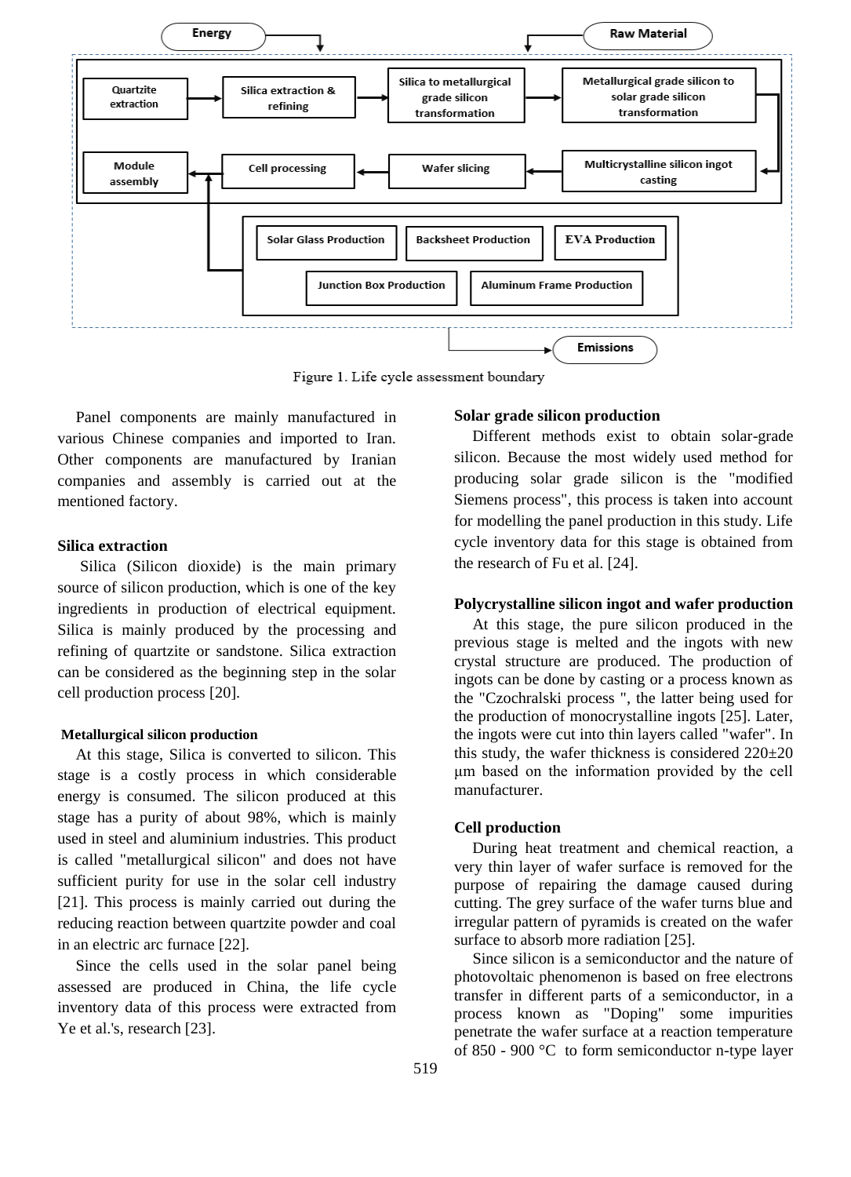Figure 1. Life cycle assessment boundary

Panel components are mainly manufactured in various Chinese companies and imported to Iran. Other components are manufactured by Iranian companies and assembly is carried out at the mentioned factory.

**Silica extraction**

Silica (Silicon dioxide) is the main primary source of silicon production, which is one of the key ingredients in production of electrical equipment. Silica is mainly produced by the processing and refining of quartzite or sandstone. Silica extraction can be considered as the beginning step in the solar cell production process [20].

**Metallurgical silicon production**

At this stage, Silica is converted to silicon. This stage is a costly process in which considerable energy is consumed. The silicon produced at this stage has a purity of about 98%, which is mainly used in steel and aluminium industries. This product is called "metallurgical silicon" and does not have sufficient purity for use in the solar cell industry [21]. This process is mainly carried out during the reducing reaction between quartzite powder and coal in an electric arc furnace [22].

Since the cells used in the solar panel being assessed are produced in China, the life cycle inventory data of this process were extracted from Ye et al.'s, research [23].

**Solar grade silicon production**

Different methods exist to obtain solar-grade silicon. Because the most widely used method for producing solar grade silicon is the "modified Siemens process", this process is taken into account for modelling the panel production in this study. Life cycle inventory data for this stage is obtained from the research of Fu et al. [24].

**Polycrystalline silicon ingot and wafer production**

At this stage, the pure silicon produced in the previous stage is melted and the ingots with new crystal structure are produced. The production of ingots can be done by casting or a process known as the "Czochralski process ", the latter being used for the production of monocrystalline ingots [25]. Later, the ingots were cut into thin layers called "wafer". In this study, the wafer thickness is considered 220±20 μm based on the information provided by the cell manufacturer.

**Cell production**

During heat treatment and chemical reaction, a very thin layer of wafer surface is removed for the purpose of repairing the damage caused during cutting. The grey surface of the wafer turns blue and irregular pattern of pyramids is created on the wafer surface to absorb more radiation [25].

Since silicon is a semiconductor and the nature of photovoltaic phenomenon is based on free electrons transfer in different parts of a semiconductor, in a process known as "Doping" some impurities penetrate the wafer surface at a reaction temperature of 850 - 900 °C to form semiconductor n-type layer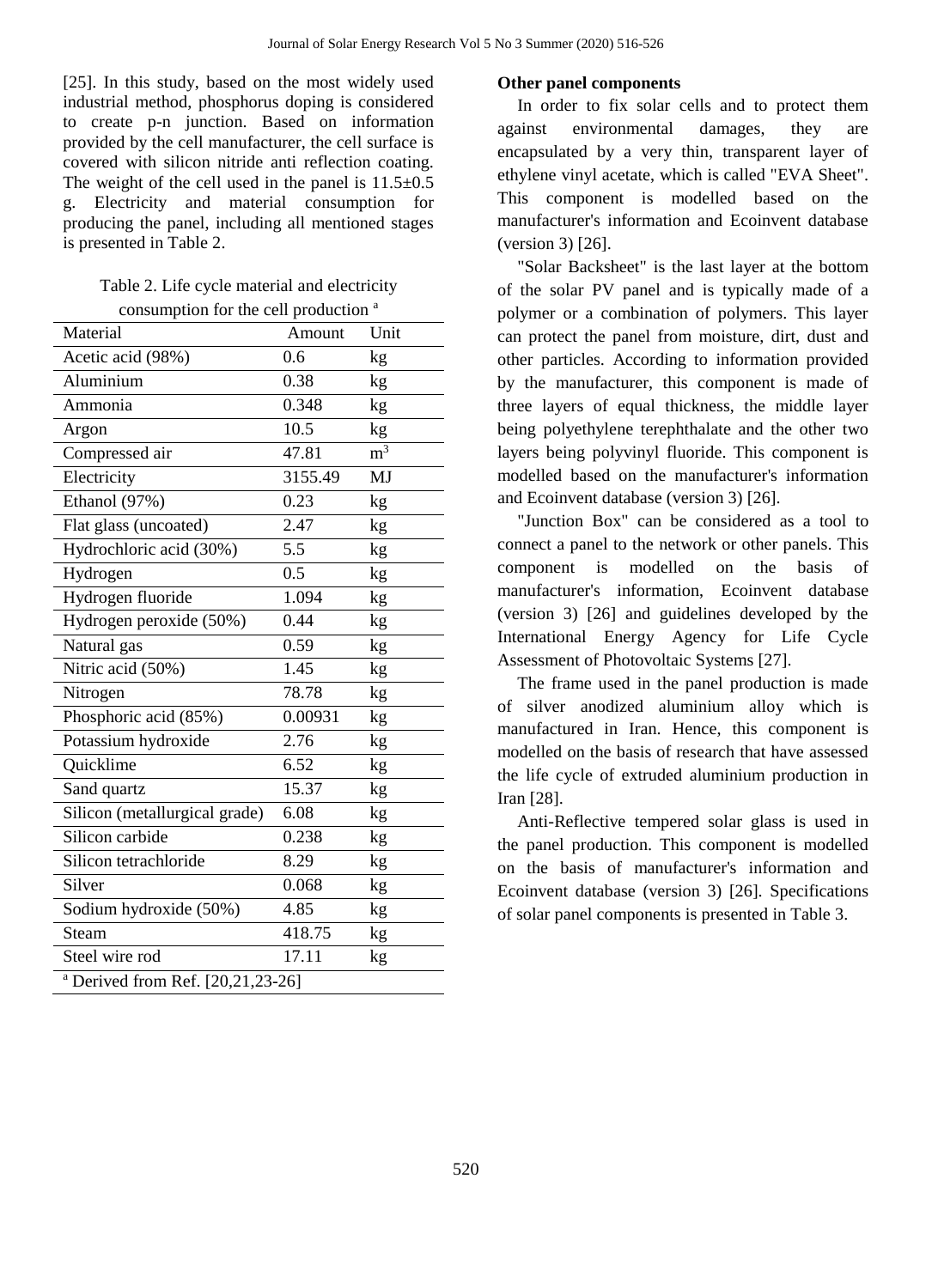[25]. In this study, based on the most widely used industrial method, phosphorus doping is considered to create p-n junction. Based on information provided by the cell manufacturer, the cell surface is covered with silicon nitride anti reflection coating. The weight of the cell used in the panel is 11.5±0.5 g. Electricity and material consumption for producing the panel, including all mentioned stages is presented in Table 2.

Table 2. Life cycle material and electricity consumption for the cell production [a]

| Material | Amount | Unit |
|---|---|---|
| Acetic acid (98%) | 0.6 | kg |
| Aluminium | 0.38 | kg |
| Ammonia | 0.348 | kg |
| Argon | 10.5 | kg |
| Compressed air | 47.81 | $m^3$ |
| Electricity | 3155.49 | MJ |
| Ethanol (97%) | 0.23 | kg |
| Flat glass (uncoated) | 2.47 | kg |
| Hydrochloric acid (30%) | 5.5 | kg |
| Hydrogen | 0.5 | kg |
| Hydrogen fluoride | 1.094 | kg |
| Hydrogen peroxide (50%) | 0.44 | kg |
| Natural gas | 0.59 | kg |
| Nitric acid (50%) | 1.45 | kg |
| Nitrogen | 78.78 | kg |
| Phosphoric acid (85%) | 0.00931 | kg |
| Potassium hydroxide | 2.76 | kg |
| Quicklime | 6.52 | kg |
| Sand quartz | 15.37 | kg |
| Silicon (metallurgical grade) | 6.08 | kg |
| Silicon carbide | 0.238 | kg |
| Silicon tetrachloride | 8.29 | kg |
| Silver | 0.068 | kg |
| Sodium hydroxide (50%) | 4.85 | kg |
| Steam | 418.75 | kg |
| Steel wire rod | 17.11 | kg |

[a] Derived from Ref. [20,21,23-26]

**Other panel components**

In order to fix solar cells and to protect them against environmental damages, they are encapsulated by a very thin, transparent layer of ethylene vinyl acetate, which is called "EVA Sheet". This component is modelled based on the manufacturer's information and Ecoinvent database (version 3) [26].

"Solar Backsheet" is the last layer at the bottom of the solar PV panel and is typically made of a polymer or a combination of polymers. This layer can protect the panel from moisture, dirt, dust and other particles. According to information provided by the manufacturer, this component is made of three layers of equal thickness, the middle layer being polyethylene terephthalate and the other two layers being polyvinyl fluoride. This component is modelled based on the manufacturer's information and Ecoinvent database (version 3) [26].

"Junction Box" can be considered as a tool to connect a panel to the network or other panels. This component is modelled on the basis of manufacturer's information, Ecoinvent database (version 3) [26] and guidelines developed by the International Energy Agency for Life Cycle Assessment of Photovoltaic Systems [27].

The frame used in the panel production is made of silver anodized aluminium alloy which is manufactured in Iran. Hence, this component is modelled on the basis of research that have assessed the life cycle of extruded aluminium production in Iran [28].

Anti-Reflective tempered solar glass is used in the panel production. This component is modelled on the basis of manufacturer's information and Ecoinvent database (version 3) [26]. Specifications of solar panel components is presented in Table 3.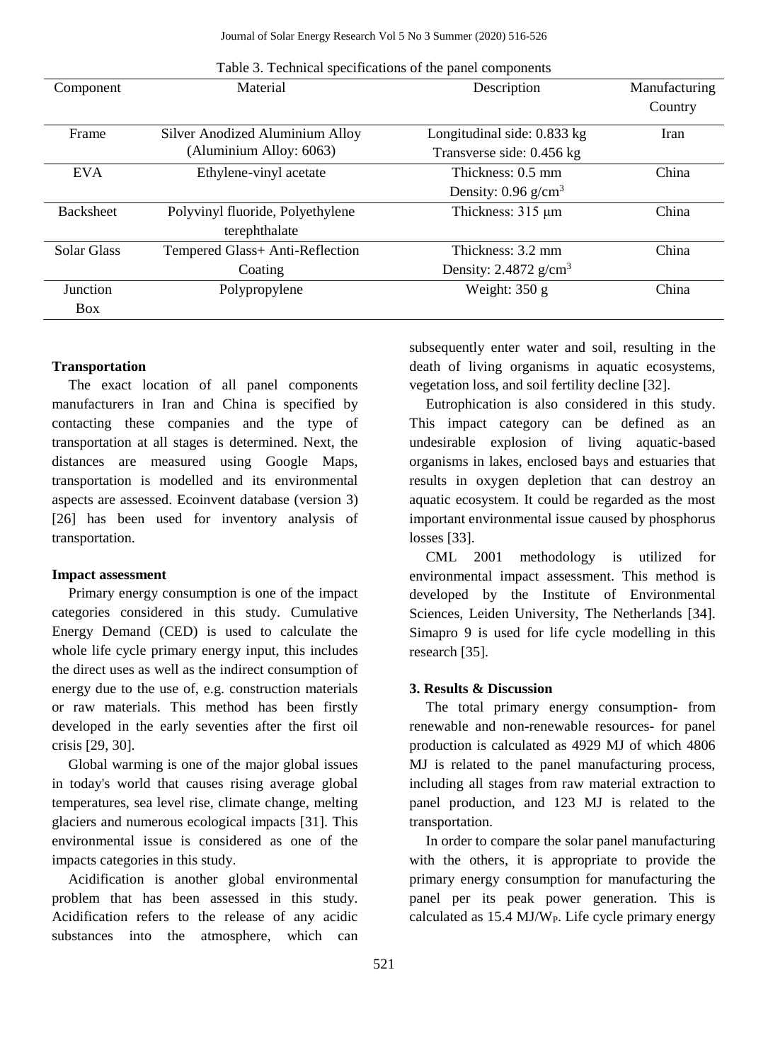Table 3. Technical specifications of the panel components

| Component | Material | Description | Manufacturing Country |
| --- | --- | --- | --- |
| Frame | Silver Anodized Aluminium Alloy (Aluminium Alloy: 6063) | Longitudinal side: 0.833 kg Transverse side: 0.456 kg | Iran |
| EVA | Ethylene-vinyl acetate | Thickness: 0.5 mm Density: 0.96 g/cm$^3$ | China |
| Backsheet | Polyvinyl fluoride, Polyethylene terephthalate | Thickness: 315 µm | China |
| Solar Glass | Tempered Glass+ Anti-Reflection Coating | Thickness: 3.2 mm Density: 2.4872 g/cm$^3$ | China |
| Junction Box | Polypropylene | Weight: 350 g | China |

**Transportation**

The exact location of all panel components manufacturers in Iran and China is specified by contacting these companies and the type of transportation at all stages is determined. Next, the distances are measured using Google Maps, transportation is modelled and its environmental aspects are assessed. Ecoinvent database (version 3) [26] has been used for inventory analysis of transportation.

**Impact assessment**

Primary energy consumption is one of the impact categories considered in this study. Cumulative Energy Demand (CED) is used to calculate the whole life cycle primary energy input, this includes the direct uses as well as the indirect consumption of energy due to the use of, e.g. construction materials or raw materials. This method has been firstly developed in the early seventies after the first oil crisis [29, 30].

Global warming is one of the major global issues in today's world that causes rising average global temperatures, sea level rise, climate change, melting glaciers and numerous ecological impacts [31]. This environmental issue is considered as one of the impacts categories in this study.

Acidification is another global environmental problem that has been assessed in this study. Acidification refers to the release of any acidic substances into the atmosphere, which can subsequently enter water and soil, resulting in the death of living organisms in aquatic ecosystems, vegetation loss, and soil fertility decline [32].

Eutrophication is also considered in this study. This impact category can be defined as an undesirable explosion of living aquatic-based organisms in lakes, enclosed bays and estuaries that results in oxygen depletion that can destroy an aquatic ecosystem. It could be regarded as the most important environmental issue caused by phosphorus losses [33].

CML 2001 methodology is utilized for environmental impact assessment. This method is developed by the Institute of Environmental Sciences, Leiden University, The Netherlands [34]. Simapro 9 is used for life cycle modelling in this research [35].

## 3. Results & Discussion

The total primary energy consumption- from renewable and non-renewable resources- for panel production is calculated as 4929 MJ of which 4806 MJ is related to the panel manufacturing process, including all stages from raw material extraction to panel production, and 123 MJ is related to the transportation.

In order to compare the solar panel manufacturing with the others, it is appropriate to provide the primary energy consumption for manufacturing the panel per its peak power generation. This is calculated as 15.4 MJ/$W_P$. Life cycle primary energy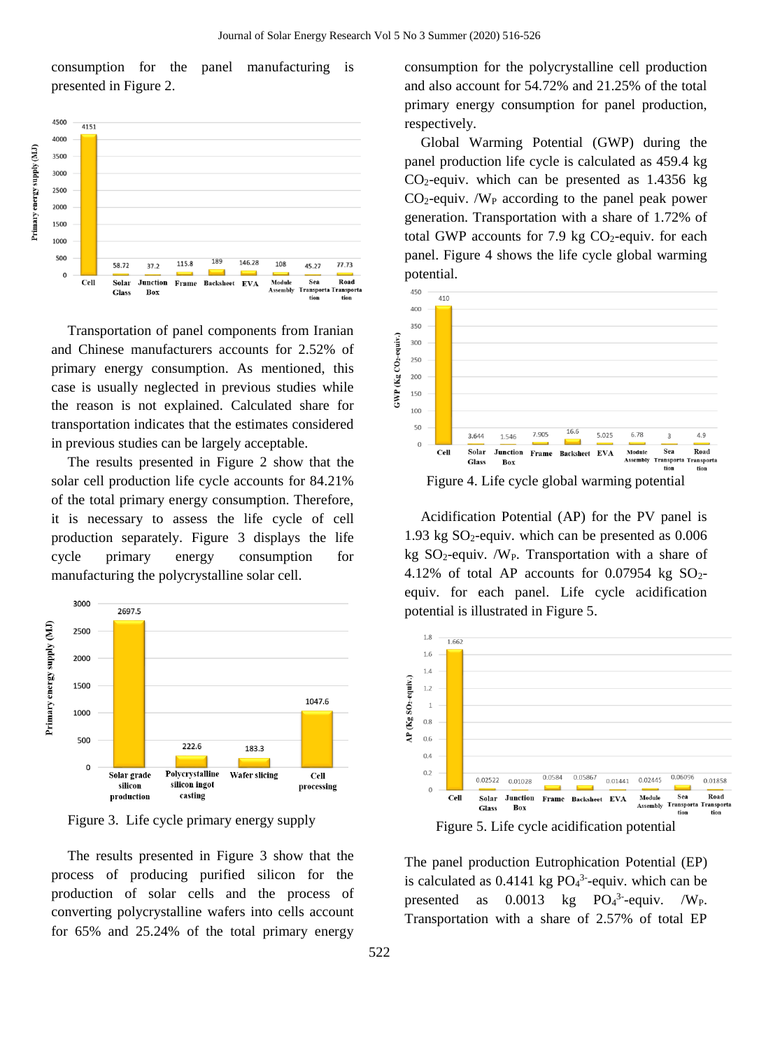consumption for the panel manufacturing is presented in Figure 2.

Transportation of panel components from Iranian and Chinese manufacturers accounts for 2.52% of primary energy consumption. As mentioned, this case is usually neglected in previous studies while the reason is not explained. Calculated share for transportation indicates that the estimates considered in previous studies can be largely acceptable.

The results presented in Figure 2 show that the solar cell production life cycle accounts for 84.21% of the total primary energy consumption. Therefore, it is necessary to assess the life cycle of cell production separately. Figure 3 displays the life cycle primary energy consumption for manufacturing the polycrystalline solar cell.

Figure 3. Life cycle primary energy supply

The results presented in Figure 3 show that the process of producing purified silicon for the production of solar cells and the process of converting polycrystalline wafers into cells account for 65% and 25.24% of the total primary energy consumption for the polycrystalline cell production and also account for 54.72% and 21.25% of the total primary energy consumption for panel production, respectively.

Global Warming Potential (GWP) during the panel production life cycle is calculated as 459.4 kg $CO_2$-equiv. which can be presented as 1.4356 kg $CO_2$-equiv. /$W_P$ according to the panel peak power generation. Transportation with a share of 1.72% of total GWP accounts for 7.9 kg $CO_2$-equiv. for each panel. Figure 4 shows the life cycle global warming potential.

Figure 4. Life cycle global warming potential

Acidification Potential (AP) for the PV panel is 1.93 kg $SO_2$-equiv. which can be presented as 0.006 kg $SO_2$-equiv. /$W_P$. Transportation with a share of 4.12% of total AP accounts for 0.07954 kg $SO_2$-equiv. for each panel. Life cycle acidification potential is illustrated in Figure 5.

Figure 5. Life cycle acidification potential

The panel production Eutrophication Potential (EP) is calculated as 0.4141 kg $PO_4^{3-}$-equiv. which can be presented as 0.0013 kg $PO_4^{3-}$-equiv. /$W_P$. Transportation with a share of 2.57% of total EP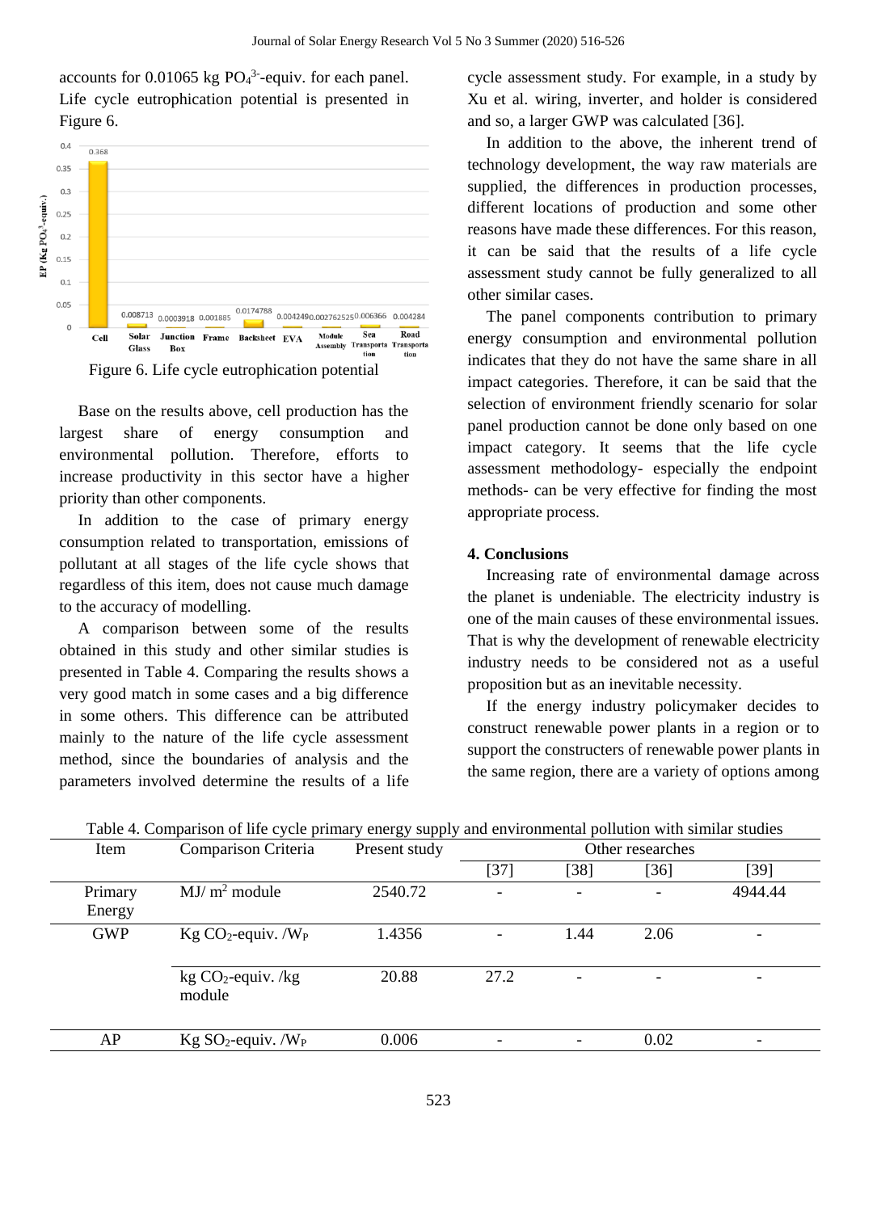accounts for 0.01065 kg $PO_4^{3-}$-equiv. for each panel. Life cycle eutrophication potential is presented in Figure 6.

Figure 6. Life cycle eutrophication potential

Base on the results above, cell production has the largest share of energy consumption and environmental pollution. Therefore, efforts to increase productivity in this sector have a higher priority than other components.

In addition to the case of primary energy consumption related to transportation, emissions of pollutant at all stages of the life cycle shows that regardless of this item, does not cause much damage to the accuracy of modelling.

A comparison between some of the results obtained in this study and other similar studies is presented in Table 4. Comparing the results shows a very good match in some cases and a big difference in some others. This difference can be attributed mainly to the nature of the life cycle assessment method, since the boundaries of analysis and the parameters involved determine the results of a life cycle assessment study. For example, in a study by Xu et al. wiring, inverter, and holder is considered and so, a larger GWP was calculated [36].

In addition to the above, the inherent trend of technology development, the way raw materials are supplied, the differences in production processes, different locations of production and some other reasons have made these differences. For this reason, it can be said that the results of a life cycle assessment study cannot be fully generalized to all other similar cases.

The panel components contribution to primary energy consumption and environmental pollution indicates that they do not have the same share in all impact categories. Therefore, it can be said that the selection of environment friendly scenario for solar panel production cannot be done only based on one impact category. It seems that the life cycle assessment methodology- especially the endpoint methods- can be very effective for finding the most appropriate process.

## 4. Conclusions

Increasing rate of environmental damage across the planet is undeniable. The electricity industry is one of the main causes of these environmental issues. That is why the development of renewable electricity industry needs to be considered not as a useful proposition but as an inevitable necessity.

If the energy industry policymaker decides to construct renewable power plants in a region or to support the constructers of renewable power plants in the same region, there are a variety of options among

Table 4. Comparison of life cycle primary energy supply and environmental pollution with similar studies

| Item | Comparison Criteria | Present study | Other researches | | | |
|---|---|---|---|---|---|---|
| | | | [37] | [38] | [36] | [39] |
| Primary Energy | MJ/ $m^2$ module | 2540.72 | - | - | - | 4944.44 |
| GWP | Kg $CO_2$-equiv. /$W_P$ | 1.4356 | - | 1.44 | 2.06 | - |
| | kg $CO_2$-equiv. /kg module | 20.88 | 27.2 | - | - | - |
| AP | Kg $SO_2$-equiv. /$W_P$ | 0.006 | - | - | 0.02 | - |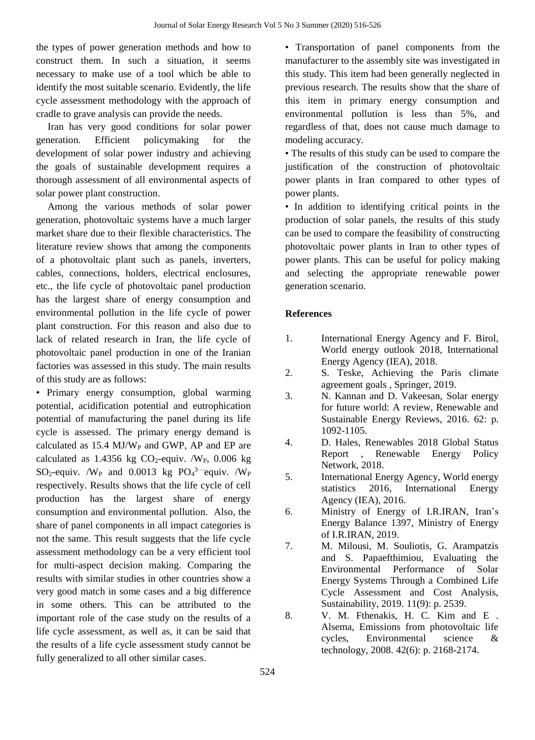the types of power generation methods and how to construct them. In such a situation, it seems necessary to make use of a tool which be able to identify the most suitable scenario. Evidently, the life cycle assessment methodology with the approach of cradle to grave analysis can provide the needs.

Iran has very good conditions for solar power generation. Efficient policymaking for the development of solar power industry and achieving the goals of sustainable development requires a thorough assessment of all environmental aspects of solar power plant construction.

Among the various methods of solar power generation, photovoltaic systems have a much larger market share due to their flexible characteristics. The literature review shows that among the components of a photovoltaic plant such as panels, inverters, cables, connections, holders, electrical enclosures, etc., the life cycle of photovoltaic panel production has the largest share of energy consumption and environmental pollution in the life cycle of power plant construction. For this reason and also due to lack of related research in Iran, the life cycle of photovoltaic panel production in one of the Iranian factories was assessed in this study. The main results of this study are as follows:

• Primary energy consumption, global warming potential, acidification potential and eutrophication potential of manufacturing the panel during its life cycle is assessed. The primary energy demand is calculated as 15.4 $MJ/W_P$ and GWP, AP and EP are calculated as 1.4356 kg $CO_2$-equiv. $/W_P$, 0.006 kg $SO_2$-equiv. $/W_P$ and 0.0013 kg $PO_4^{3-}$equiv. $/W_P$ respectively. Results shows that the life cycle of cell production has the largest share of energy consumption and environmental pollution. Also, the share of panel components in all impact categories is not the same. This result suggests that the life cycle assessment methodology can be a very efficient tool for multi-aspect decision making. Comparing the results with similar studies in other countries show a very good match in some cases and a big difference in some others. This can be attributed to the important role of the case study on the results of a life cycle assessment, as well as, it can be said that the results of a life cycle assessment study cannot be fully generalized to all other similar cases.

• Transportation of panel components from the manufacturer to the assembly site was investigated in this study. This item had been generally neglected in previous research. The results show that the share of this item in primary energy consumption and environmental pollution is less than 5%, and regardless of that, does not cause much damage to modeling accuracy.

• The results of this study can be used to compare the justification of the construction of photovoltaic power plants in Iran compared to other types of power plants.

• In addition to identifying critical points in the production of solar panels, the results of this study can be used to compare the feasibility of constructing photovoltaic power plants in Iran to other types of power plants. This can be useful for policy making and selecting the appropriate renewable power generation scenario.

## References

1. International Energy Agency and F. Birol, World energy outlook 2018, International Energy Agency (IEA), 2018.
2. S. Teske, Achieving the Paris climate agreement goals , Springer, 2019.
3. N. Kannan and D. Vakeesan, Solar energy for future world: A review, Renewable and Sustainable Energy Reviews, 2016. 62: p. 1092-1105.
4. D. Hales, Renewables 2018 Global Status Report , Renewable Energy Policy Network, 2018.
5. International Energy Agency, World energy statistics 2016, International Energy Agency (IEA), 2016.
6. Ministry of Energy of I.R.IRAN, Iran's Energy Balance 1397, Ministry of Energy of I.R.IRAN, 2019.
7. M. Milousi, M. Souliotis, G. Arampatzis and S. Papaefthimiou, Evaluating the Environmental Performance of Solar Energy Systems Through a Combined Life Cycle Assessment and Cost Analysis, Sustainability, 2019. 11(9): p. 2539.
8. V. M. Fthenakis, H. C. Kim and E . Alsema, Emissions from photovoltaic life cycles, Environmental science & technology, 2008. 42(6): p. 2168-2174.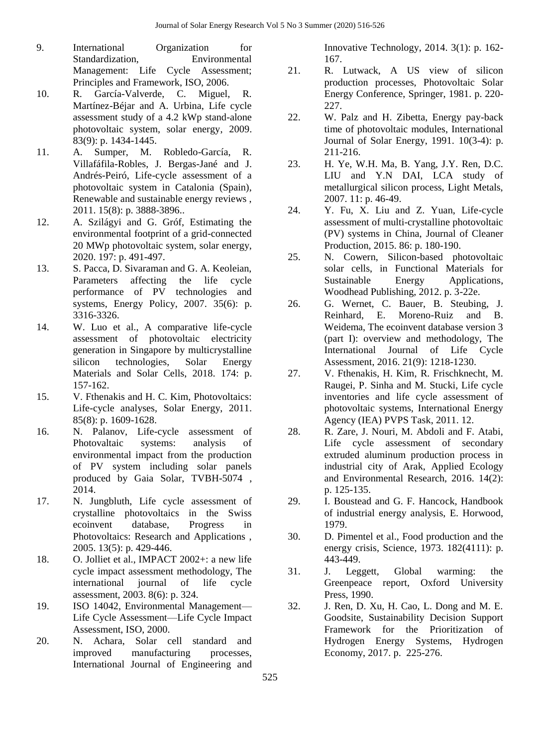9. International Organization for Standardization, Environmental Management: Life Cycle Assessment; Principles and Framework, ISO, 2006.
10. R. García-Valverde, C. Miguel, R. Martínez-Béjar and A. Urbina, Life cycle assessment study of a 4.2 kWp stand-alone photovoltaic system, solar energy, 2009. 83(9): p. 1434-1445.
11. A. Sumper, M. Robledo-García, R. Villafáfila-Robles, J. Bergas-Jané and J. Andrés-Peiró, Life-cycle assessment of a photovoltaic system in Catalonia (Spain), Renewable and sustainable energy reviews , 2011. 15(8): p. 3888-3896..
12. A. Szilágyi and G. Gróf, Estimating the environmental footprint of a grid-connected 20 MWp photovoltaic system, solar energy, 2020. 197: p. 491-497.
13. S. Pacca, D. Sivaraman and G. A. Keoleian, Parameters affecting the life cycle performance of PV technologies and systems, Energy Policy, 2007. 35(6): p. 3316-3326.
14. W. Luo et al., A comparative life-cycle assessment of photovoltaic electricity generation in Singapore by multicrystalline silicon technologies, Solar Energy Materials and Solar Cells, 2018. 174: p. 157-162.
15. V. Fthenakis and H. C. Kim, Photovoltaics: Life-cycle analyses, Solar Energy, 2011. 85(8): p. 1609-1628.
16. N. Palanov, Life-cycle assessment of Photovaltaic systems: analysis of environmental impact from the production of PV system including solar panels produced by Gaia Solar, TVBH-5074 , 2014.
17. N. Jungbluth, Life cycle assessment of crystalline photovoltaics in the Swiss ecoinvent database, Progress in Photovoltaics: Research and Applications , 2005. 13(5): p. 429-446.
18. O. Jolliet et al., IMPACT 2002+: a new life cycle impact assessment methodology, The international journal of life cycle assessment, 2003. 8(6): p. 324.
19. ISO 14042, Environmental Management—Life Cycle Assessment—Life Cycle Impact Assessment, ISO, 2000.
20. N. Achara, Solar cell standard and improved manufacturing processes, International Journal of Engineering and Innovative Technology, 2014. 3(1): p. 162-167.
21. R. Lutwack, A US view of silicon production processes, Photovoltaic Solar Energy Conference, Springer, 1981. p. 220-227.
22. W. Palz and H. Zibetta, Energy pay-back time of photovoltaic modules, International Journal of Solar Energy, 1991. 10(3-4): p. 211-216.
23. H. Ye, W.H. Ma, B. Yang, J.Y. Ren, D.C. LIU and Y.N DAI, LCA study of metallurgical silicon process, Light Metals, 2007. 11: p. 46-49.
24. Y. Fu, X. Liu and Z. Yuan, Life-cycle assessment of multi-crystalline photovoltaic (PV) systems in China, Journal of Cleaner Production, 2015. 86: p. 180-190.
25. N. Cowern, Silicon-based photovoltaic solar cells, in Functional Materials for Sustainable Energy Applications, Woodhead Publishing, 2012. p. 3-22e.
26. G. Wernet, C. Bauer, B. Steubing, J. Reinhard, E. Moreno-Ruiz and B. Weidema, The ecoinvent database version 3 (part I): overview and methodology, The International Journal of Life Cycle Assessment, 2016. 21(9): 1218-1230.
27. V. Fthenakis, H. Kim, R. Frischknecht, M. Raugei, P. Sinha and M. Stucki, Life cycle inventories and life cycle assessment of photovoltaic systems, International Energy Agency (IEA) PVPS Task, 2011. 12.
28. R. Zare, J. Nouri, M. Abdoli and F. Atabi, Life cycle assessment of secondary extruded aluminum production process in industrial city of Arak, Applied Ecology and Environmental Research, 2016. 14(2): p. 125-135.
29. I. Boustead and G. F. Hancock, Handbook of industrial energy analysis, E. Horwood, 1979.
30. D. Pimentel et al., Food production and the energy crisis, Science, 1973. 182(4111): p. 443-449.
31. J. Leggett, Global warming: the Greenpeace report, Oxford University Press, 1990.
32. J. Ren, D. Xu, H. Cao, L. Dong and M. E. Goodsite, Sustainability Decision Support Framework for the Prioritization of Hydrogen Energy Systems, Hydrogen Economy, 2017. p. 225-276.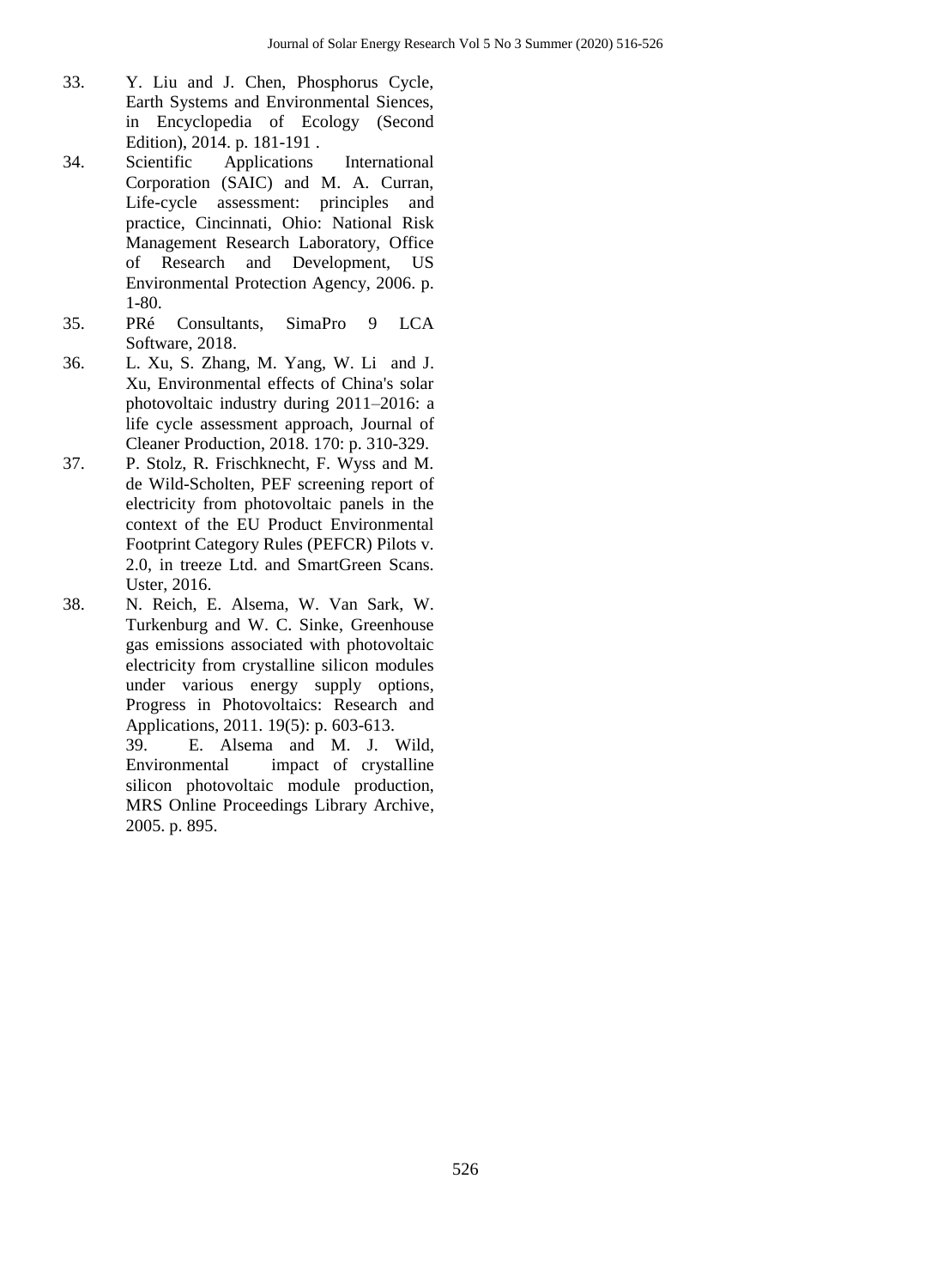33. Y. Liu and J. Chen, Phosphorus Cycle, Earth Systems and Environmental Siences, in Encyclopedia of Ecology (Second Edition), 2014. p. 181-191 .
34. Scientific Applications International Corporation (SAIC) and M. A. Curran, Life-cycle assessment: principles and practice, Cincinnati, Ohio: National Risk Management Research Laboratory, Office of Research and Development, US Environmental Protection Agency, 2006. p. 1-80.
35. PRé Consultants, SimaPro 9 LCA Software, 2018.
36. L. Xu, S. Zhang, M. Yang, W. Li and J. Xu, Environmental effects of China's solar photovoltaic industry during 2011–2016: a life cycle assessment approach, Journal of Cleaner Production, 2018. 170: p. 310-329.
37. P. Stolz, R. Frischknecht, F. Wyss and M. de Wild-Scholten, PEF screening report of electricity from photovoltaic panels in the context of the EU Product Environmental Footprint Category Rules (PEFCR) Pilots v. 2.0, in treeze Ltd. and SmartGreen Scans. Uster, 2016.
38. N. Reich, E. Alsema, W. Van Sark, W. Turkenburg and W. C. Sinke, Greenhouse gas emissions associated with photovoltaic electricity from crystalline silicon modules under various energy supply options, Progress in Photovoltaics: Research and Applications, 2011. 19(5): p. 603-613.
39. E. Alsema and M. J. Wild, Environmental impact of crystalline silicon photovoltaic module production, MRS Online Proceedings Library Archive, 2005. p. 895.